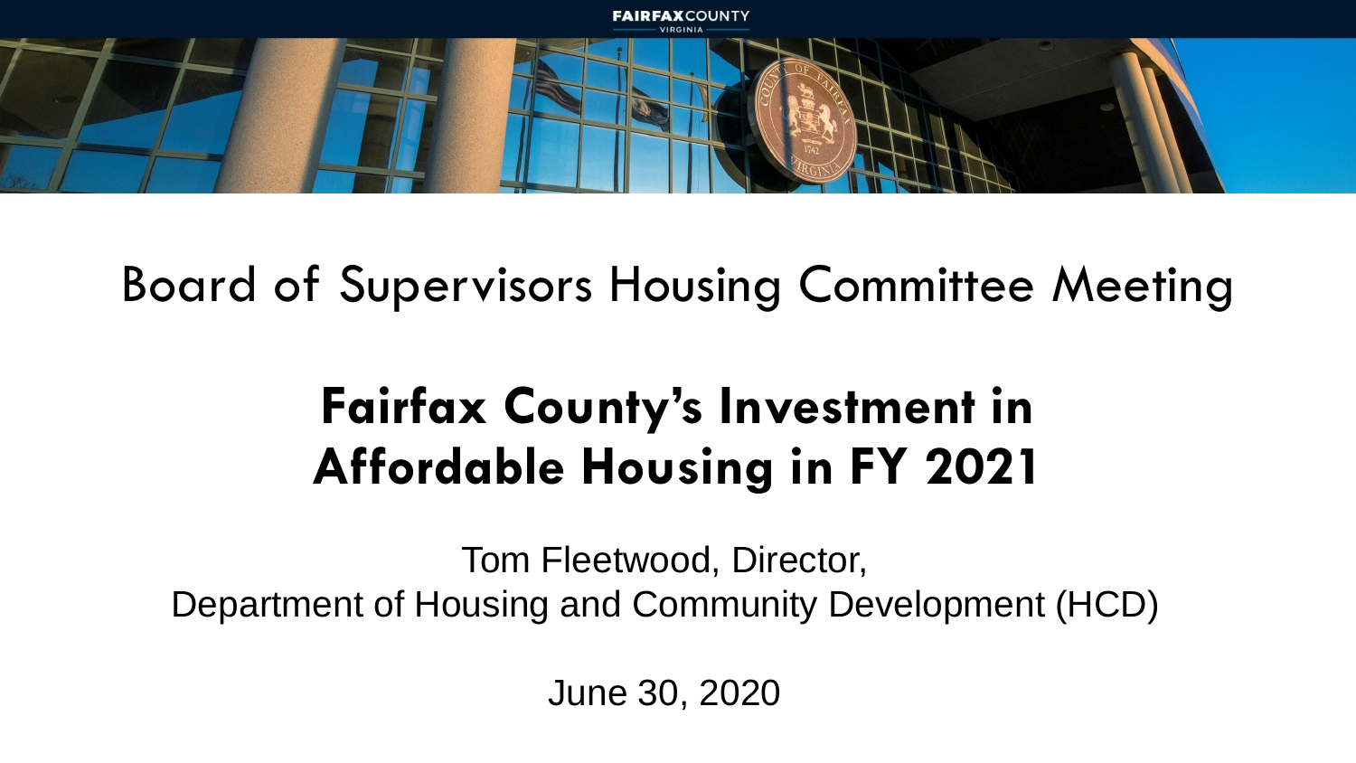Board of Supervisors Housing Committee Meeting

# Fairfax County's Investment in Affordable Housing in FY 2021

Tom Fleetwood, Director,
Department of Housing and Community Development (HCD)

June 30, 2020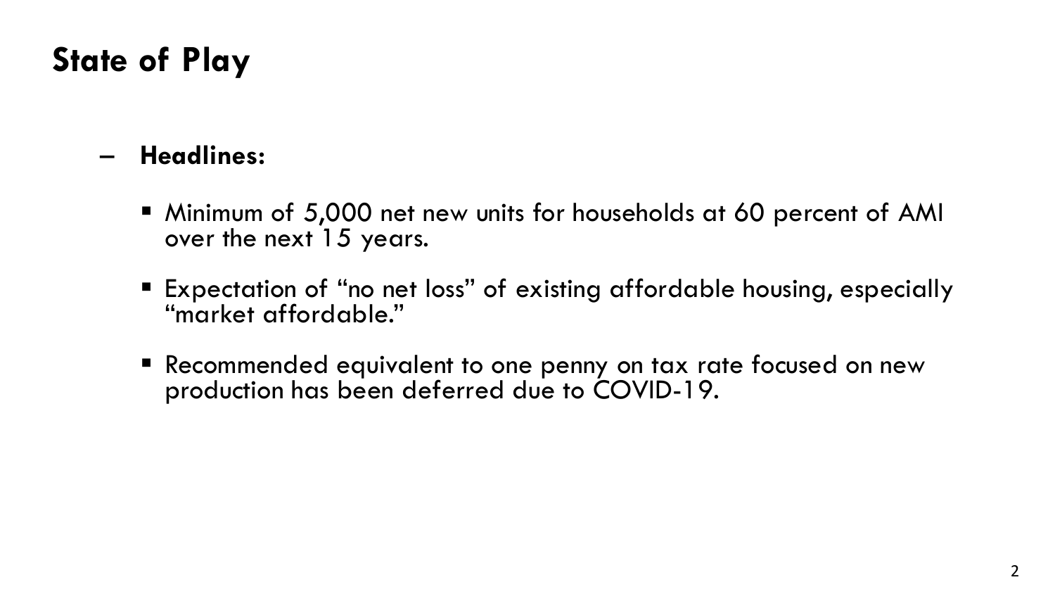# State of Play

- **Headlines:**
  - Minimum of 5,000 net new units for households at 60 percent of AMI over the next 15 years.
  - Expectation of "no net loss" of existing affordable housing, especially "market affordable."
  - Recommended equivalent to one penny on tax rate focused on new production has been deferred due to COVID-19.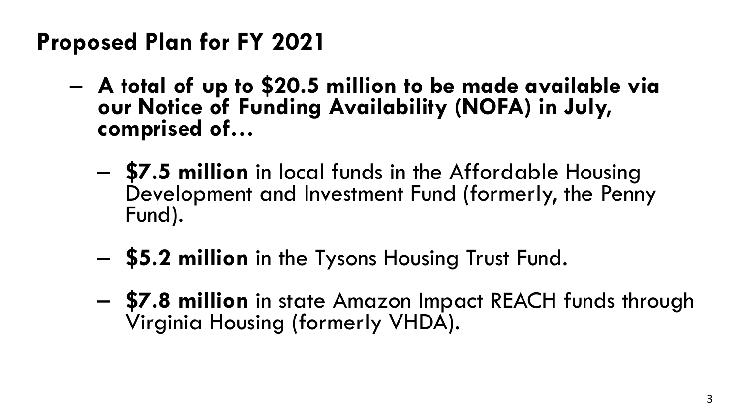## Proposed Plan for FY 2021

- **A total of up to $20.5 million to be made available via our Notice of Funding Availability (NOFA) in July, comprised of…**
  - **$7.5 million** in local funds in the Affordable Housing Development and Investment Fund (formerly, the Penny Fund).
  - **$5.2 million** in the Tysons Housing Trust Fund.
  - **$7.8 million** in state Amazon Impact REACH funds through Virginia Housing (formerly VHDA).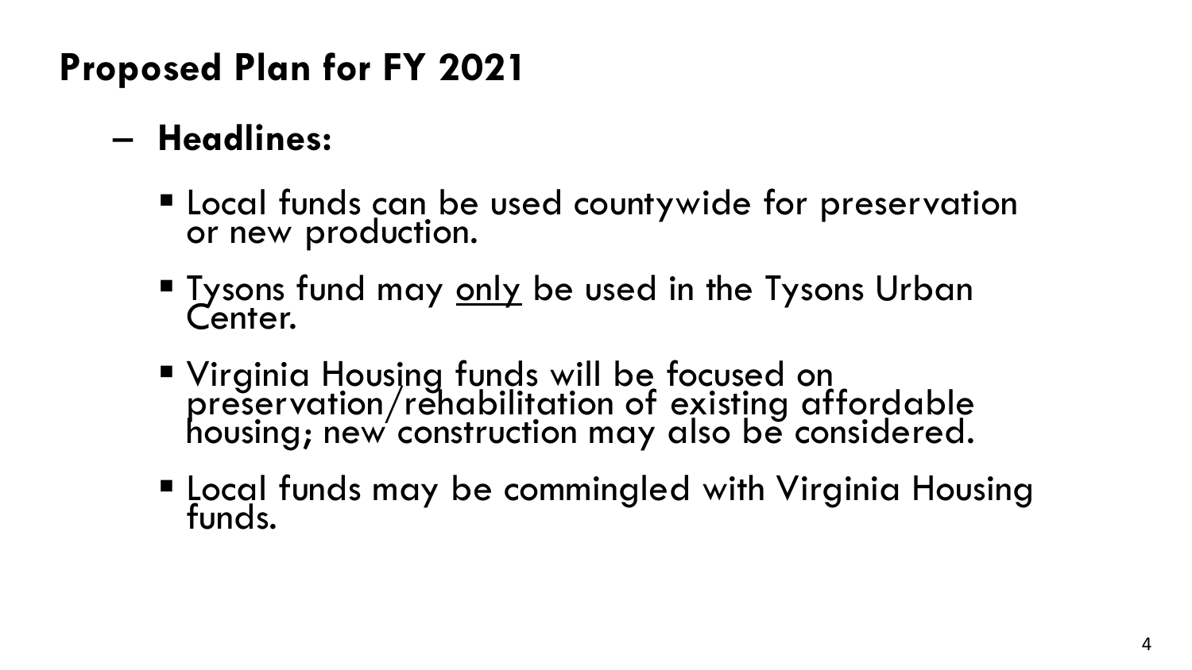# Proposed Plan for FY 2021

- **Headlines:**
  - Local funds can be used countywide for preservation or new production.
  - Tysons fund may <u>only</u> be used in the Tysons Urban Center.
  - Virginia Housing funds will be focused on preservation/rehabilitation of existing affordable housing; new construction may also be considered.
  - Local funds may be commingled with Virginia Housing funds.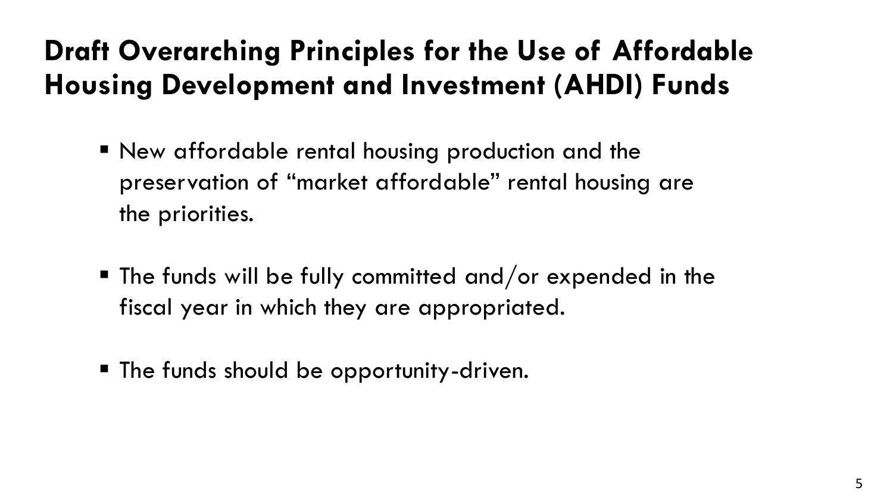# Draft Overarching Principles for the Use of Affordable Housing Development and Investment (AHDI) Funds

- New affordable rental housing production and the preservation of "market affordable" rental housing are the priorities.
- The funds will be fully committed and/or expended in the fiscal year in which they are appropriated.
- The funds should be opportunity-driven.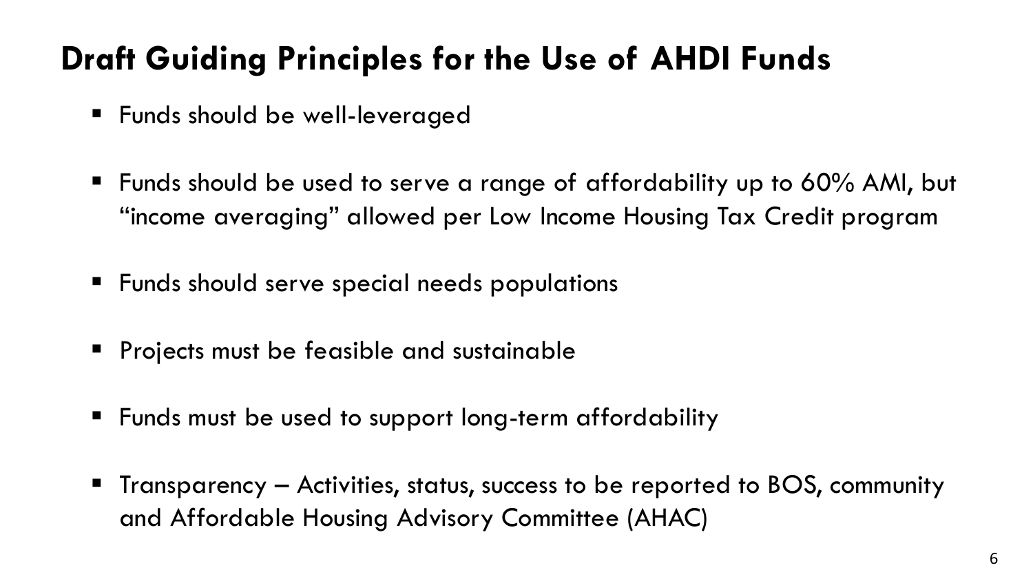# Draft Guiding Principles for the Use of AHDI Funds

- Funds should be well-leveraged
- Funds should be used to serve a range of affordability up to 60% AMI, but "income averaging" allowed per Low Income Housing Tax Credit program
- Funds should serve special needs populations
- Projects must be feasible and sustainable
- Funds must be used to support long-term affordability
- Transparency – Activities, status, success to be reported to BOS, community and Affordable Housing Advisory Committee (AHAC)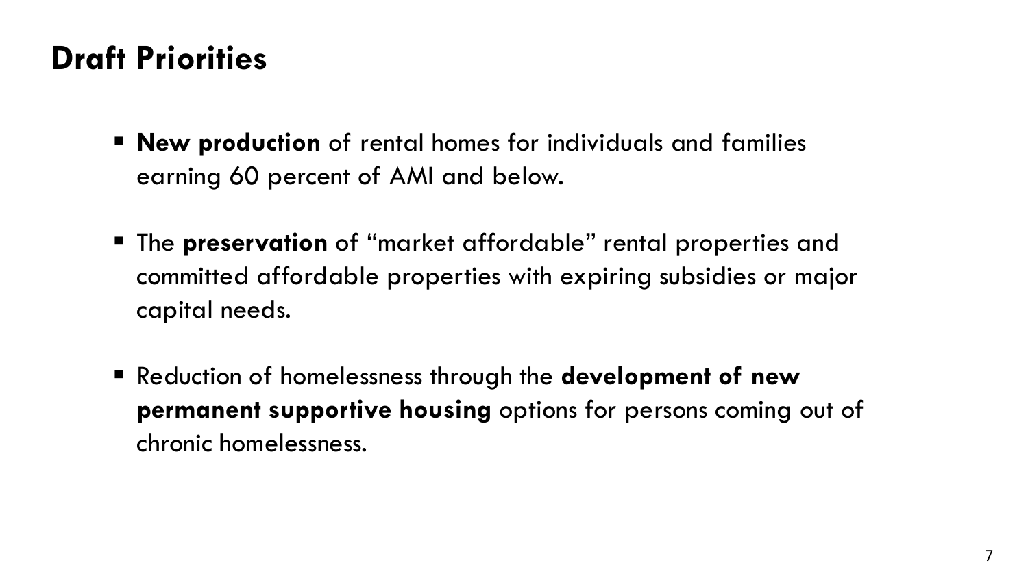# Draft Priorities

- **New production** of rental homes for individuals and families earning 60 percent of AMI and below.
- The **preservation** of "market affordable" rental properties and committed affordable properties with expiring subsidies or major capital needs.
- Reduction of homelessness through the **development of new permanent supportive housing** options for persons coming out of chronic homelessness.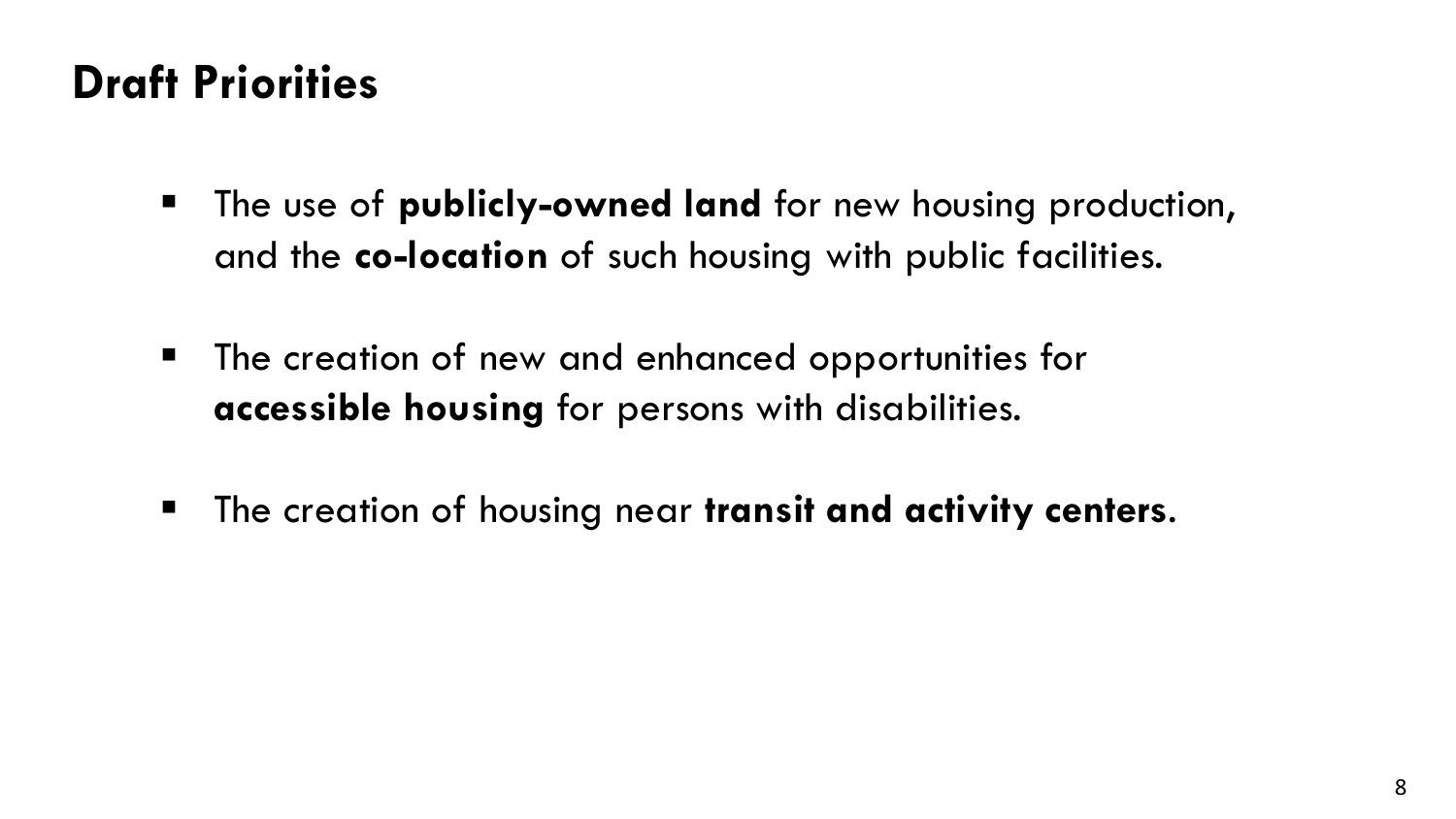# Draft Priorities

- The use of **publicly-owned land** for new housing production, and the **co-location** of such housing with public facilities.
- The creation of new and enhanced opportunities for **accessible housing** for persons with disabilities.
- The creation of housing near **transit and activity centers**.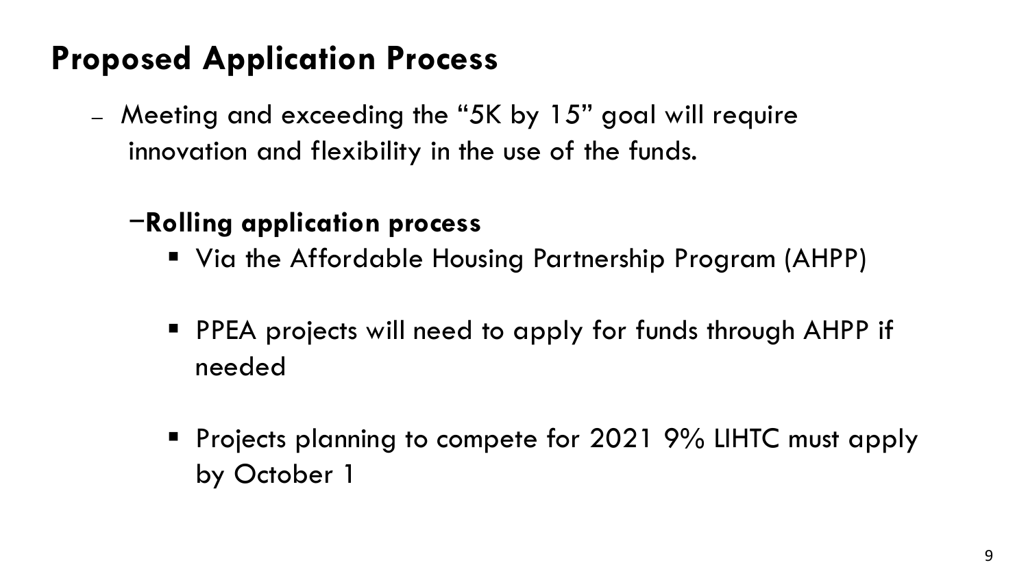# Proposed Application Process

- Meeting and exceeding the “5K by 15” goal will require innovation and flexibility in the use of the funds.

  - **Rolling application process**
    - Via the Affordable Housing Partnership Program (AHPP)
    - PPEA projects will need to apply for funds through AHPP if needed
    - Projects planning to compete for 2021 9% LIHTC must apply by October 1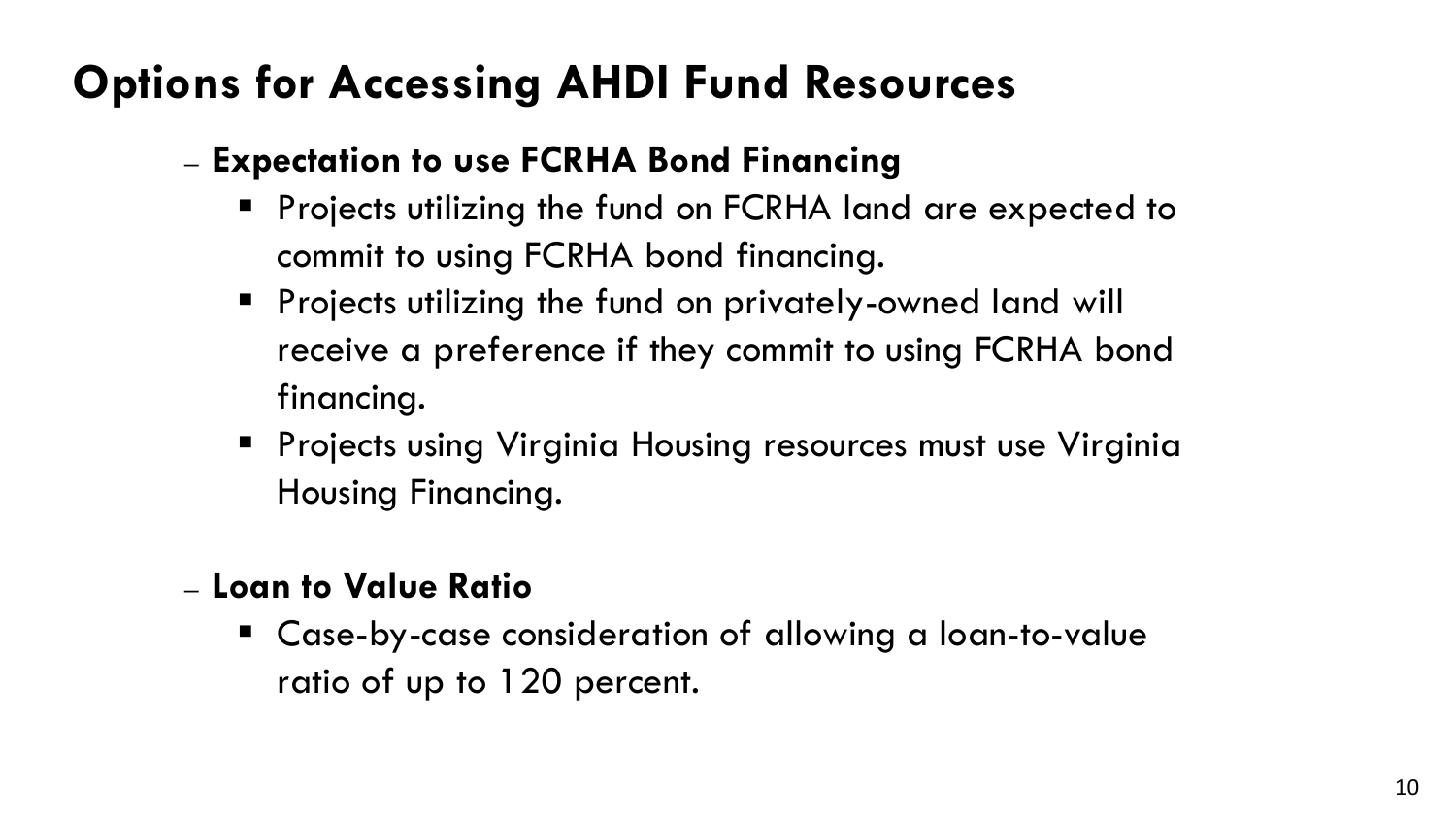# Options for Accessing AHDI Fund Resources

- **Expectation to use FCRHA Bond Financing**
  - Projects utilizing the fund on FCRHA land are expected to commit to using FCRHA bond financing.
  - Projects utilizing the fund on privately-owned land will receive a preference if they commit to using FCRHA bond financing.
  - Projects using Virginia Housing resources must use Virginia Housing Financing.

- **Loan to Value Ratio**
  - Case-by-case consideration of allowing a loan-to-value ratio of up to 120 percent.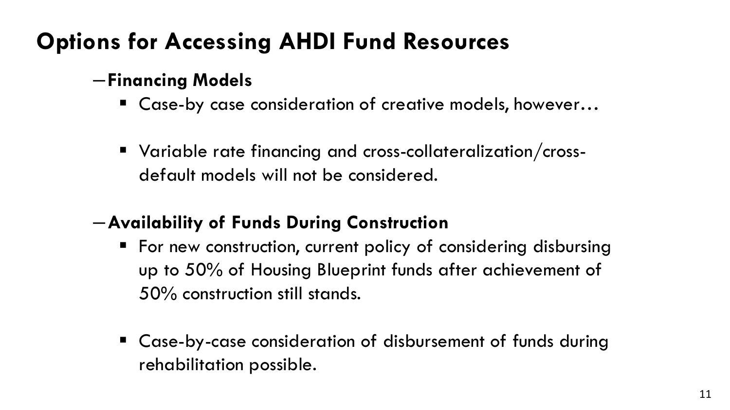# Options for Accessing AHDI Fund Resources

- **Financing Models**
  - Case-by case consideration of creative models, however…
  - Variable rate financing and cross-collateralization/cross-default models will not be considered.
- **Availability of Funds During Construction**
  - For new construction, current policy of considering disbursing up to 50% of Housing Blueprint funds after achievement of 50% construction still stands.
  - Case-by-case consideration of disbursement of funds during rehabilitation possible.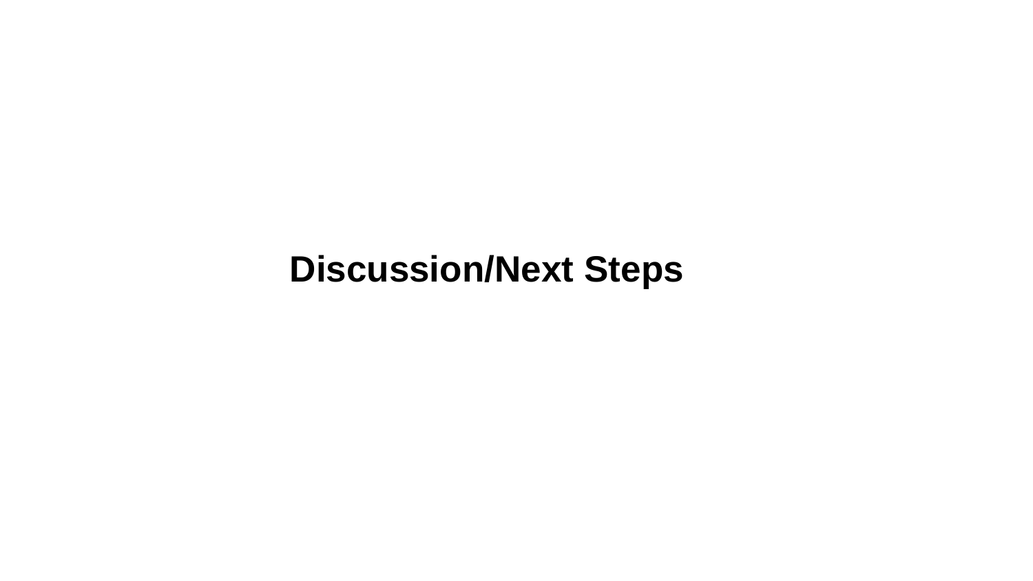# Discussion/Next Steps